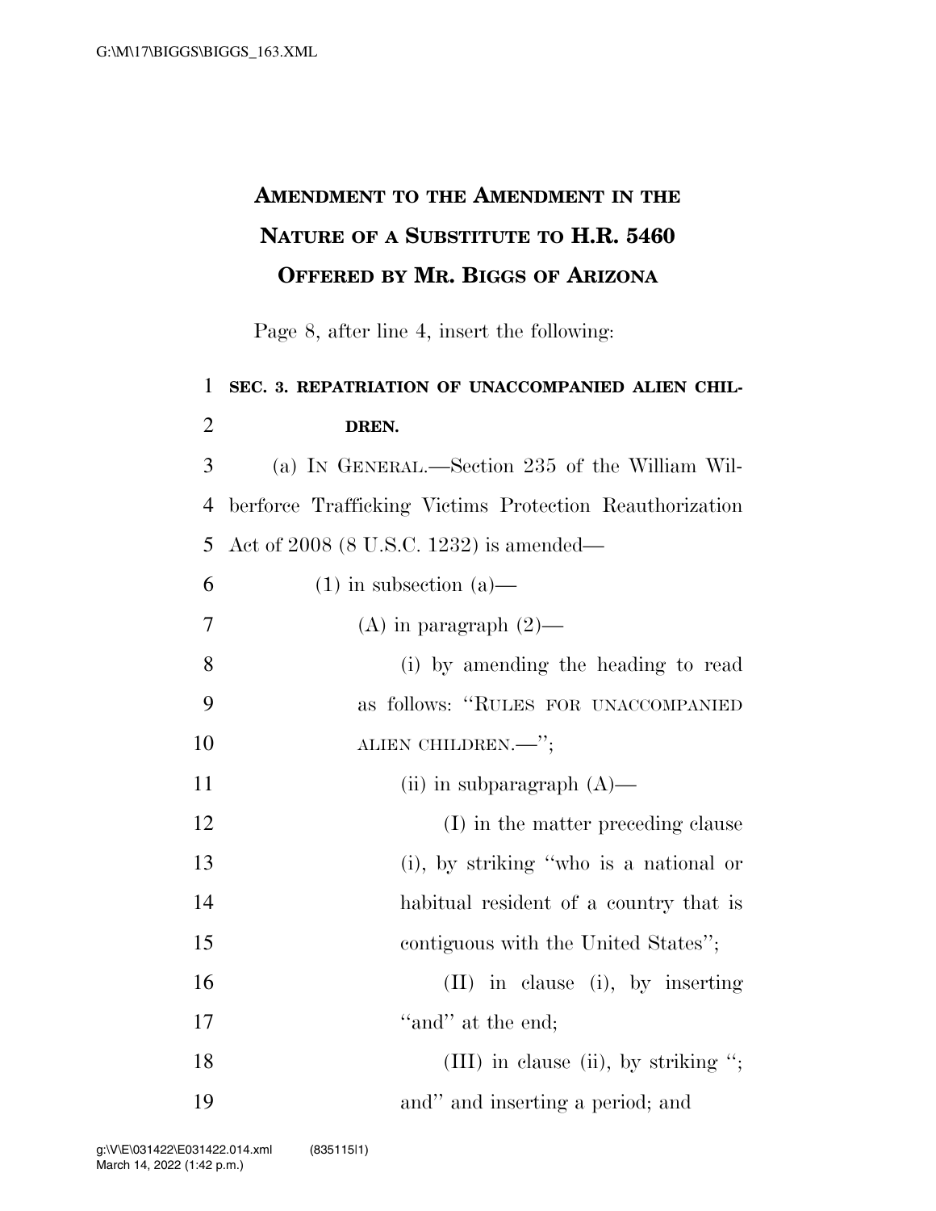# AMENDMENT TO THE AMENDMENT IN THE NATURE OF A SUBSTITUTE TO H.R. 5460 OFFERED BY MR. BIGGS OF ARIZONA

Page 8, after line 4, insert the following:

**SEC. 3. REPATRIATION OF UNACCOMPANIED ALIEN CHILDREN.**

(a) IN GENERAL.—Section 235 of the William Wilberforce Trafficking Victims Protection Reauthorization Act of 2008 (8 U.S.C. 1232) is amended—

(1) in subsection (a)—

(A) in paragraph (2)—

(i) by amending the heading to read as follows: "RULES FOR UNACCOMPANIED ALIEN CHILDREN.—";

(ii) in subparagraph (A)—

(I) in the matter preceding clause (i), by striking "who is a national or habitual resident of a country that is contiguous with the United States";

(II) in clause (i), by inserting "and" at the end;

(III) in clause (ii), by striking "; and" and inserting a period; and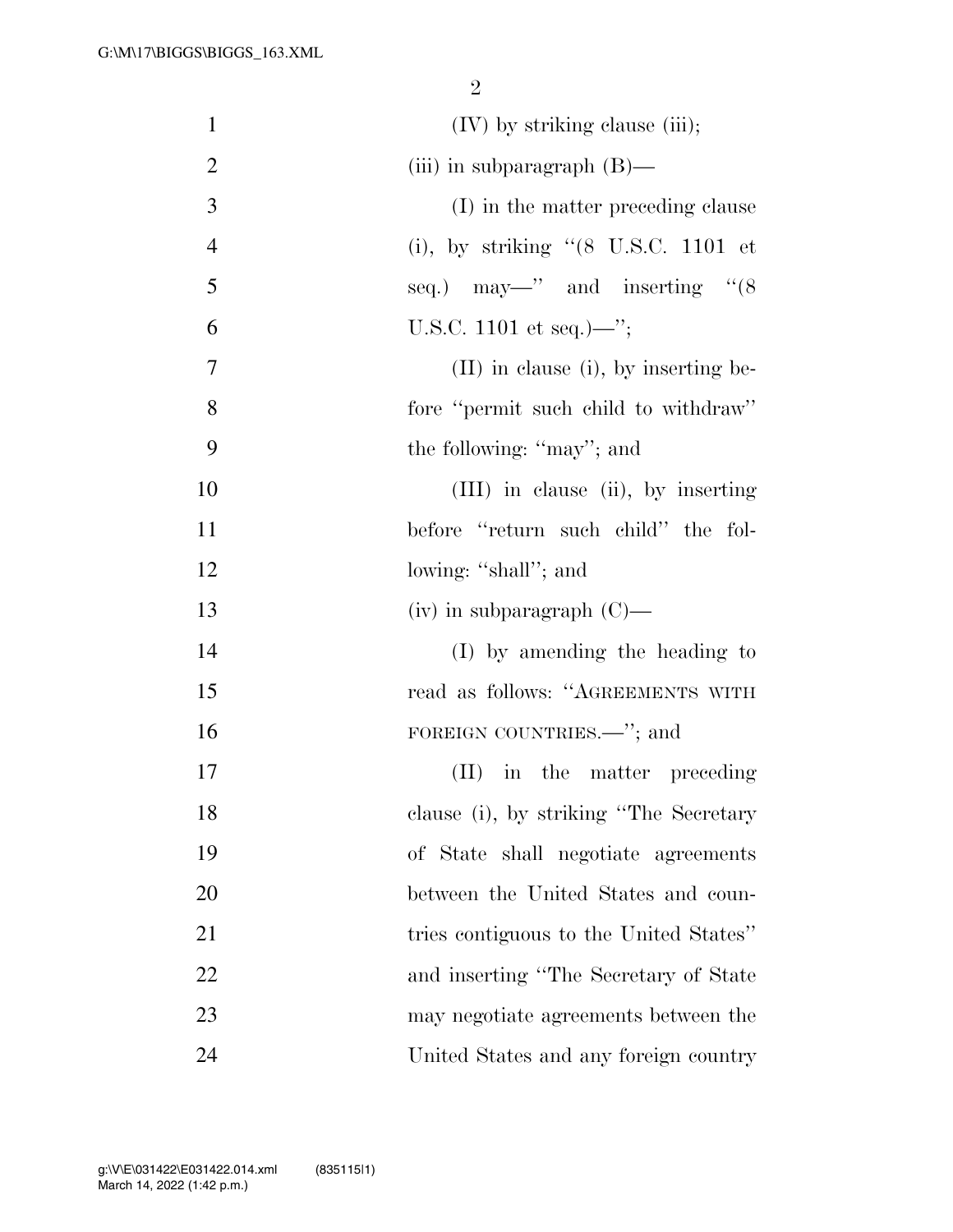(IV) by striking clause (iii);

(iii) in subparagraph (B)—

(I) in the matter preceding clause (i), by striking "(8 U.S.C. 1101 et seq.) may—" and inserting "(8 U.S.C. 1101 et seq.)—";

(II) in clause (i), by inserting before "permit such child to withdraw" the following: "may"; and

(III) in clause (ii), by inserting before "return such child" the following: "shall"; and

(iv) in subparagraph (C)—

(I) by amending the heading to read as follows: "AGREEMENTS WITH FOREIGN COUNTRIES.—"; and

(II) in the matter preceding clause (i), by striking "The Secretary of State shall negotiate agreements between the United States and countries contiguous to the United States" and inserting "The Secretary of State may negotiate agreements between the United States and any foreign country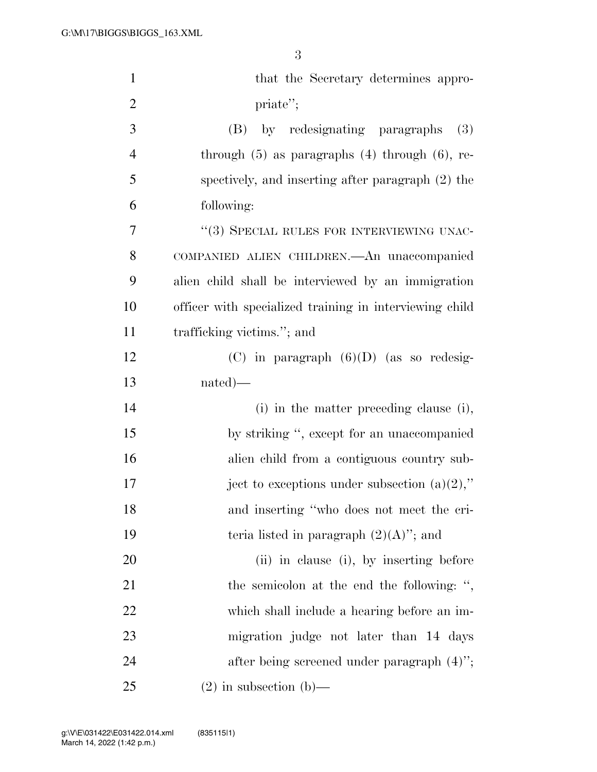that the Secretary determines appropriate";

(B) by redesignating paragraphs (3) through (5) as paragraphs (4) through (6), respectively, and inserting after paragraph (2) the following:

"(3) SPECIAL RULES FOR INTERVIEWING UNACCOMPANIED ALIEN CHILDREN.—An unaccompanied alien child shall be interviewed by an immigration officer with specialized training in interviewing child trafficking victims."; and

(C) in paragraph (6)(D) (as so redesignated)—

(i) in the matter preceding clause (i), by striking ", except for an unaccompanied alien child from a contiguous country subject to exceptions under subsection (a)(2)," and inserting "who does not meet the criteria listed in paragraph (2)(A)"; and

(ii) in clause (i), by inserting before the semicolon at the end the following: ", which shall include a hearing before an immigration judge not later than 14 days after being screened under paragraph (4)";

(2) in subsection (b)—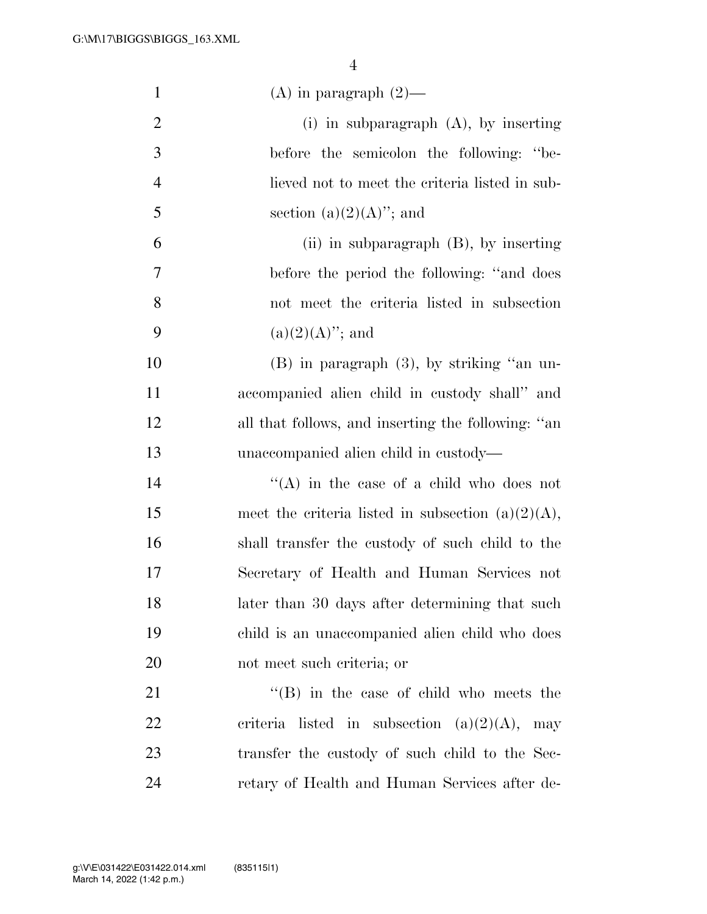(A) in paragraph (2)—

(i) in subparagraph (A), by inserting before the semicolon the following: "believed not to meet the criteria listed in subsection (a)(2)(A)"; and

(ii) in subparagraph (B), by inserting before the period the following: "and does not meet the criteria listed in subsection (a)(2)(A)"; and

(B) in paragraph (3), by striking "an unaccompanied alien child in custody shall" and all that follows, and inserting the following: "an unaccompanied alien child in custody—

"(A) in the case of a child who does not meet the criteria listed in subsection (a)(2)(A), shall transfer the custody of such child to the Secretary of Health and Human Services not later than 30 days after determining that such child is an unaccompanied alien child who does not meet such criteria; or

"(B) in the case of child who meets the criteria listed in subsection (a)(2)(A), may transfer the custody of such child to the Secretary of Health and Human Services after de-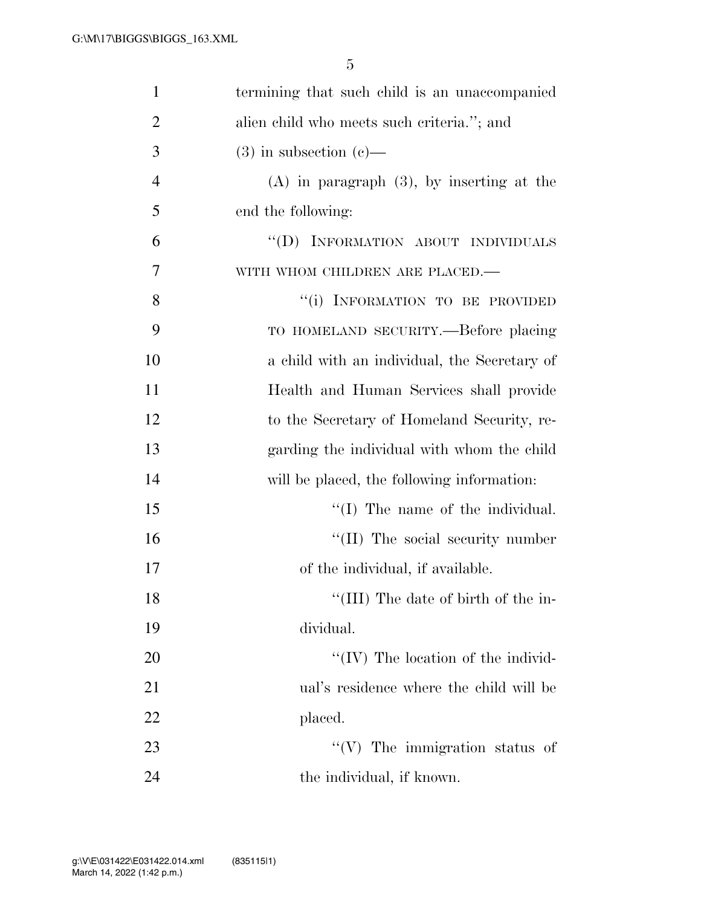termining that such child is an unaccompanied alien child who meets such criteria.''; and

(3) in subsection (c)—

(A) in paragraph (3), by inserting at the end the following:

''(D) INFORMATION ABOUT INDIVIDUALS WITH WHOM CHILDREN ARE PLACED.—

''(i) INFORMATION TO BE PROVIDED TO HOMELAND SECURITY.—Before placing a child with an individual, the Secretary of Health and Human Services shall provide to the Secretary of Homeland Security, regarding the individual with whom the child will be placed, the following information:

''(I) The name of the individual.

''(II) The social security number of the individual, if available.

''(III) The date of birth of the individual.

''(IV) The location of the individual's residence where the child will be placed.

''(V) The immigration status of the individual, if known.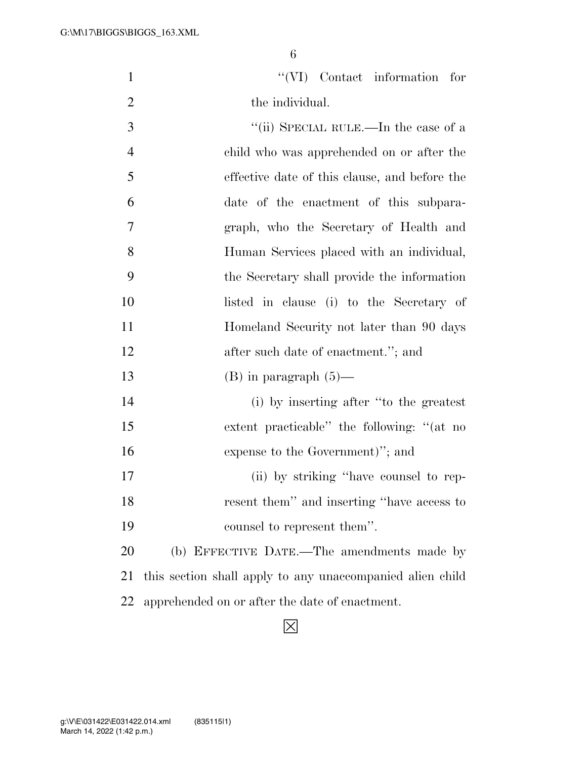"(VI) Contact information for the individual.

"(ii) SPECIAL RULE.—In the case of a child who was apprehended on or after the effective date of this clause, and before the date of the enactment of this subparagraph, who the Secretary of Health and Human Services placed with an individual, the Secretary shall provide the information listed in clause (i) to the Secretary of Homeland Security not later than 90 days after such date of enactment."; and

(B) in paragraph (5)—

(i) by inserting after "to the greatest extent practicable" the following: "(at no expense to the Government)"; and

(ii) by striking "have counsel to represent them" and inserting "have access to counsel to represent them".

(b) EFFECTIVE DATE.—The amendments made by this section shall apply to any unaccompanied alien child apprehended on or after the date of enactment.